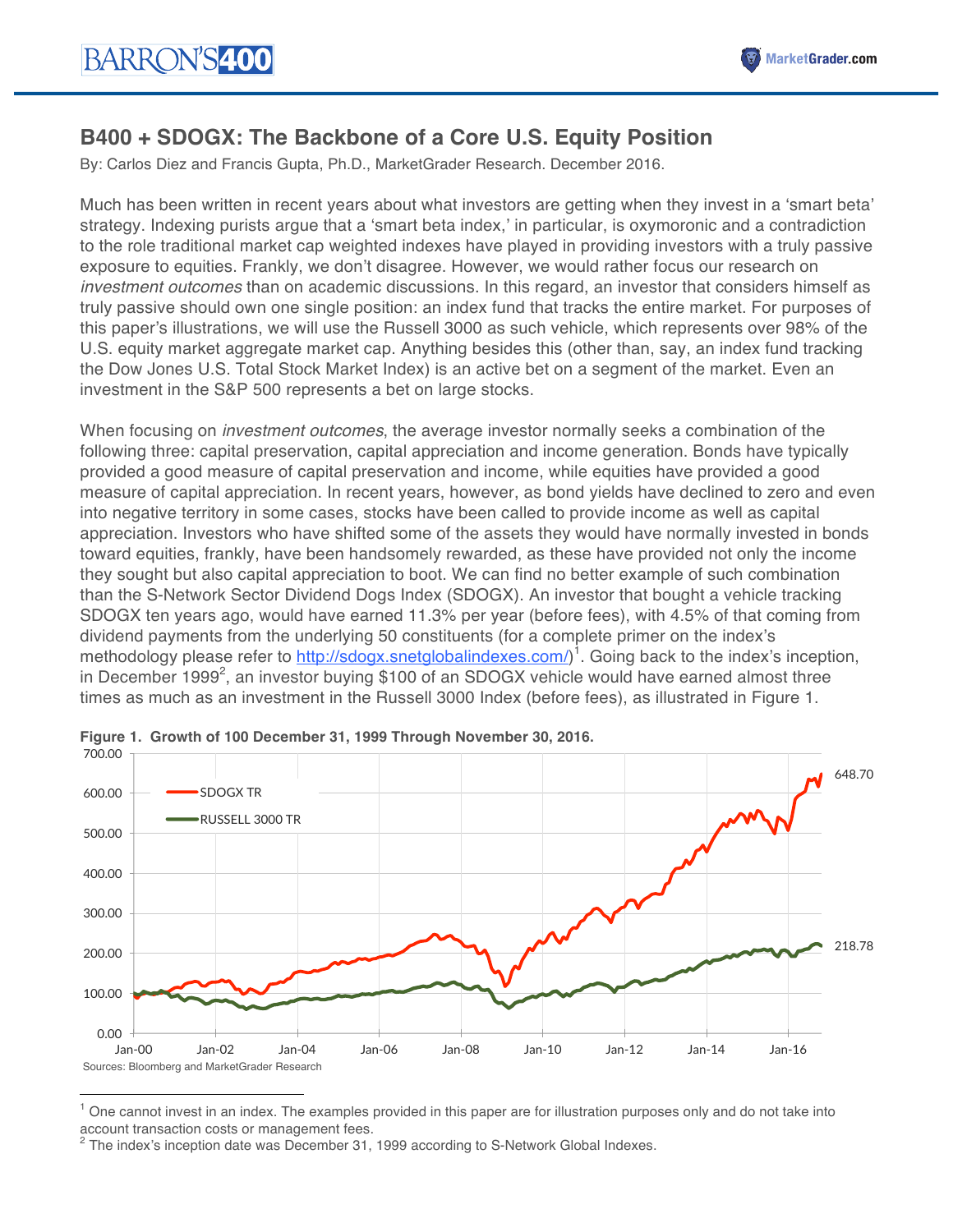# B400 + SDOGX: The Backbone of a Core U.S. Equity Position

By: Carlos Diez and Francis Gupta, Ph.D., MarketGrader Research. December 2016.

Much has been written in recent years about what investors are getting when they invest in a 'smart beta' strategy. Indexing purists argue that a 'smart beta index,' in particular, is oxymoronic and a contradiction to the role traditional market cap weighted indexes have played in providing investors with a truly passive exposure to equities. Frankly, we don't disagree. However, we would rather focus our research on *investment outcomes* than on academic discussions. In this regard, an investor that considers himself as truly passive should own one single position: an index fund that tracks the entire market. For purposes of this paper's illustrations, we will use the Russell 3000 as such vehicle, which represents over 98% of the U.S. equity market aggregate market cap. Anything besides this (other than, say, an index fund tracking the Dow Jones U.S. Total Stock Market Index) is an active bet on a segment of the market. Even an investment in the S&P 500 represents a bet on large stocks.

When focusing on *investment outcomes*, the average investor normally seeks a combination of the following three: capital preservation, capital appreciation and income generation. Bonds have typically provided a good measure of capital preservation and income, while equities have provided a good measure of capital appreciation. In recent years, however, as bond yields have declined to zero and even into negative territory in some cases, stocks have been called to provide income as well as capital appreciation. Investors who have shifted some of the assets they would have normally invested in bonds toward equities, frankly, have been handsomely rewarded, as these have provided not only the income they sought but also capital appreciation to boot. We can find no better example of such combination than the S-Network Sector Dividend Dogs Index (SDOGX). An investor that bought a vehicle tracking SDOGX ten years ago, would have earned 11.3% per year (before fees), with 4.5% of that coming from dividend payments from the underlying 50 constituents (for a complete primer on the index's methodology please refer to [http://sdogx.snetglobalindexes.com/](http://sdogx.snetglobalindexes.com/))[1]. Going back to the index's inception, in December 1999[2], an investor buying $100 of an SDOGX vehicle would have earned almost three times as much as an investment in the Russell 3000 Index (before fees), as illustrated in Figure 1.

**Figure 1. Growth of 100 December 31, 1999 Through November 30, 2016.**

Sources: Bloomberg and MarketGrader Research

---

[1] One cannot invest in an index. The examples provided in this paper are for illustration purposes only and do not take into account transaction costs or management fees.

[2] The index's inception date was December 31, 1999 according to S-Network Global Indexes.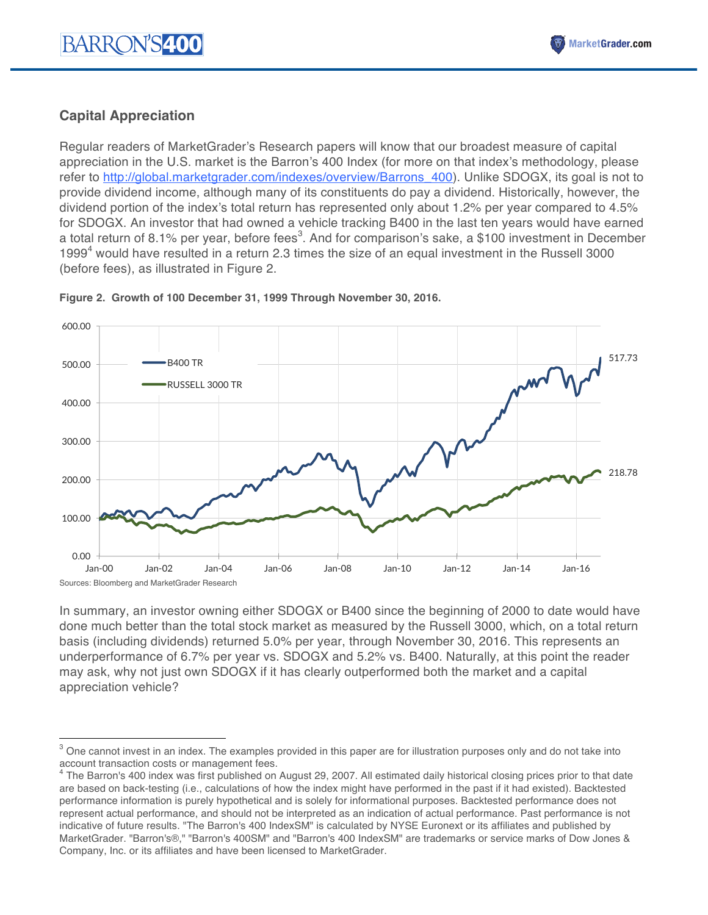## Capital Appreciation

Regular readers of MarketGrader's Research papers will know that our broadest measure of capital appreciation in the U.S. market is the Barron's 400 Index (for more on that index's methodology, please refer to [http://global.marketgrader.com/indexes/overview/Barrons_400](http://global.marketgrader.com/indexes/overview/Barrons_400)). Unlike SDOGX, its goal is not to provide dividend income, although many of its constituents do pay a dividend. Historically, however, the dividend portion of the index's total return has represented only about 1.2% per year compared to 4.5% for SDOGX. An investor that had owned a vehicle tracking B400 in the last ten years would have earned a total return of 8.1% per year, before fees[3]. And for comparison's sake, a $100 investment in December 1999[4] would have resulted in a return 2.3 times the size of an equal investment in the Russell 3000 (before fees), as illustrated in Figure 2.

**Figure 2. Growth of 100 December 31, 1999 Through November 30, 2016.**

Sources: Bloomberg and MarketGrader Research

In summary, an investor owning either SDOGX or B400 since the beginning of 2000 to date would have done much better than the total stock market as measured by the Russell 3000, which, on a total return basis (including dividends) returned 5.0% per year, through November 30, 2016. This represents an underperformance of 6.7% per year vs. SDOGX and 5.2% vs. B400. Naturally, at this point the reader may ask, why not just own SDOGX if it has clearly outperformed both the market and a capital appreciation vehicle?

---

[3] One cannot invest in an index. The examples provided in this paper are for illustration purposes only and do not take into account transaction costs or management fees.

[4] The Barron's 400 index was first published on August 29, 2007. All estimated daily historical closing prices prior to that date are based on back-testing (i.e., calculations of how the index might have performed in the past if it had existed). Backtested performance information is purely hypothetical and is solely for informational purposes. Backtested performance does not represent actual performance, and should not be interpreted as an indication of actual performance. Past performance is not indicative of future results. "The Barron's 400 IndexSM" is calculated by NYSE Euronext or its affiliates and published by MarketGrader. "Barron's®," "Barron's 400SM" and "Barron's 400 IndexSM" are trademarks or service marks of Dow Jones & Company, Inc. or its affiliates and have been licensed to MarketGrader.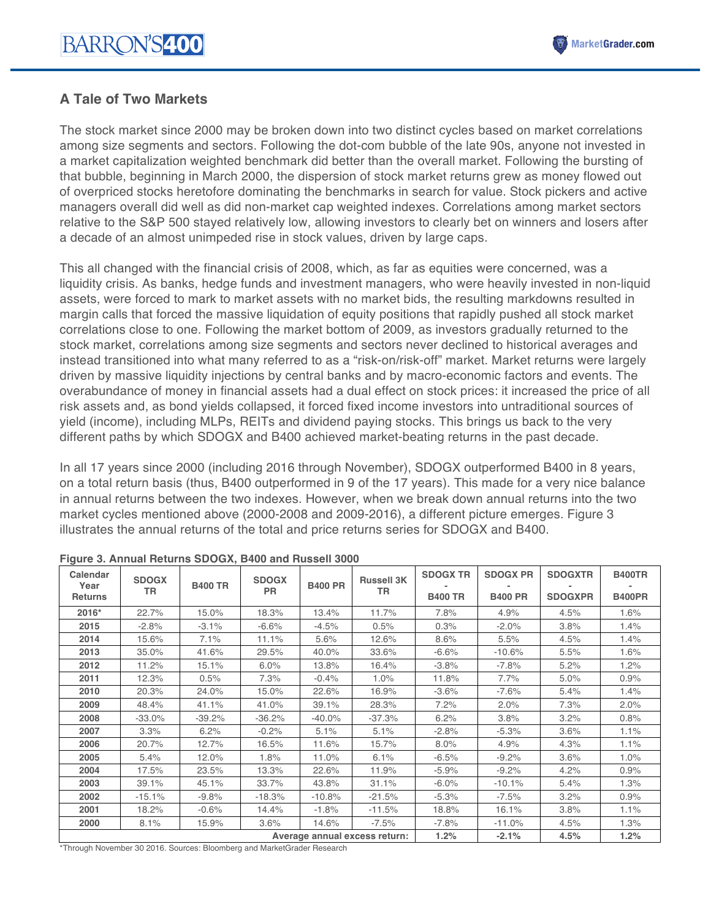## A Tale of Two Markets

The stock market since 2000 may be broken down into two distinct cycles based on market correlations among size segments and sectors. Following the dot-com bubble of the late 90s, anyone not invested in a market capitalization weighted benchmark did better than the overall market. Following the bursting of that bubble, beginning in March 2000, the dispersion of stock market returns grew as money flowed out of overpriced stocks heretofore dominating the benchmarks in search for value. Stock pickers and active managers overall did well as did non-market cap weighted indexes. Correlations among market sectors relative to the S&P 500 stayed relatively low, allowing investors to clearly bet on winners and losers after a decade of an almost unimpeded rise in stock values, driven by large caps.

This all changed with the financial crisis of 2008, which, as far as equities were concerned, was a liquidity crisis. As banks, hedge funds and investment managers, who were heavily invested in non-liquid assets, were forced to mark to market assets with no market bids, the resulting markdowns resulted in margin calls that forced the massive liquidation of equity positions that rapidly pushed all stock market correlations close to one. Following the market bottom of 2009, as investors gradually returned to the stock market, correlations among size segments and sectors never declined to historical averages and instead transitioned into what many referred to as a "risk-on/risk-off" market. Market returns were largely driven by massive liquidity injections by central banks and by macro-economic factors and events. The overabundance of money in financial assets had a dual effect on stock prices: it increased the price of all risk assets and, as bond yields collapsed, it forced fixed income investors into untraditional sources of yield (income), including MLPs, REITs and dividend paying stocks. This brings us back to the very different paths by which SDOGX and B400 achieved market-beating returns in the past decade.

In all 17 years since 2000 (including 2016 through November), SDOGX outperformed B400 in 8 years, on a total return basis (thus, B400 outperformed in 9 of the 17 years). This made for a very nice balance in annual returns between the two indexes. However, when we break down annual returns into the two market cycles mentioned above (2000-2008 and 2009-2016), a different picture emerges. Figure 3 illustrates the annual returns of the total and price returns series for SDOGX and B400.

**Figure 3. Annual Returns SDOGX, B400 and Russell 3000**

| Calendar Year Returns | SDOGX TR | B400 TR | SDOGX PR | B400 PR | Russell 3K TR | SDOGX TR - B400 TR | SDOGX PR - B400 PR | SDOGXTR - SDOGXPR | B400TR - B400PR |
|---|---|---|---|---|---|---|---|---|---|
| 2016* | 22.7% | 15.0% | 18.3% | 13.4% | 11.7% | 7.8% | 4.9% | 4.5% | 1.6% |
| 2015 | -2.8% | -3.1% | -6.6% | -4.5% | 0.5% | 0.3% | -2.0% | 3.8% | 1.4% |
| 2014 | 15.6% | 7.1% | 11.1% | 5.6% | 12.6% | 8.6% | 5.5% | 4.5% | 1.4% |
| 2013 | 35.0% | 41.6% | 29.5% | 40.0% | 33.6% | -6.6% | -10.6% | 5.5% | 1.6% |
| 2012 | 11.2% | 15.1% | 6.0% | 13.8% | 16.4% | -3.8% | -7.8% | 5.2% | 1.2% |
| 2011 | 12.3% | 0.5% | 7.3% | -0.4% | 1.0% | 11.8% | 7.7% | 5.0% | 0.9% |
| 2010 | 20.3% | 24.0% | 15.0% | 22.6% | 16.9% | -3.6% | -7.6% | 5.4% | 1.4% |
| 2009 | 48.4% | 41.1% | 41.0% | 39.1% | 28.3% | 7.2% | 2.0% | 7.3% | 2.0% |
| 2008 | -33.0% | -39.2% | -36.2% | -40.0% | -37.3% | 6.2% | 3.8% | 3.2% | 0.8% |
| 2007 | 3.3% | 6.2% | -0.2% | 5.1% | 5.1% | -2.8% | -5.3% | 3.6% | 1.1% |
| 2006 | 20.7% | 12.7% | 16.5% | 11.6% | 15.7% | 8.0% | 4.9% | 4.3% | 1.1% |
| 2005 | 5.4% | 12.0% | 1.8% | 11.0% | 6.1% | -6.5% | -9.2% | 3.6% | 1.0% |
| 2004 | 17.5% | 23.5% | 13.3% | 22.6% | 11.9% | -5.9% | -9.2% | 4.2% | 0.9% |
| 2003 | 39.1% | 45.1% | 33.7% | 43.8% | 31.1% | -6.0% | -10.1% | 5.4% | 1.3% |
| 2002 | -15.1% | -9.8% | -18.3% | -10.8% | -21.5% | -5.3% | -7.5% | 3.2% | 0.9% |
| 2001 | 18.2% | -0.6% | 14.4% | -1.8% | -11.5% | 18.8% | 16.1% | 3.8% | 1.1% |
| 2000 | 8.1% | 15.9% | 3.6% | 14.6% | -7.5% | -7.8% | -11.0% | 4.5% | 1.3% |
| | | | | | **Average annual excess return:** | **1.2%** | **-2.1%** | **4.5%** | **1.2%** |

*Through November 30 2016. Sources: Bloomberg and MarketGrader Research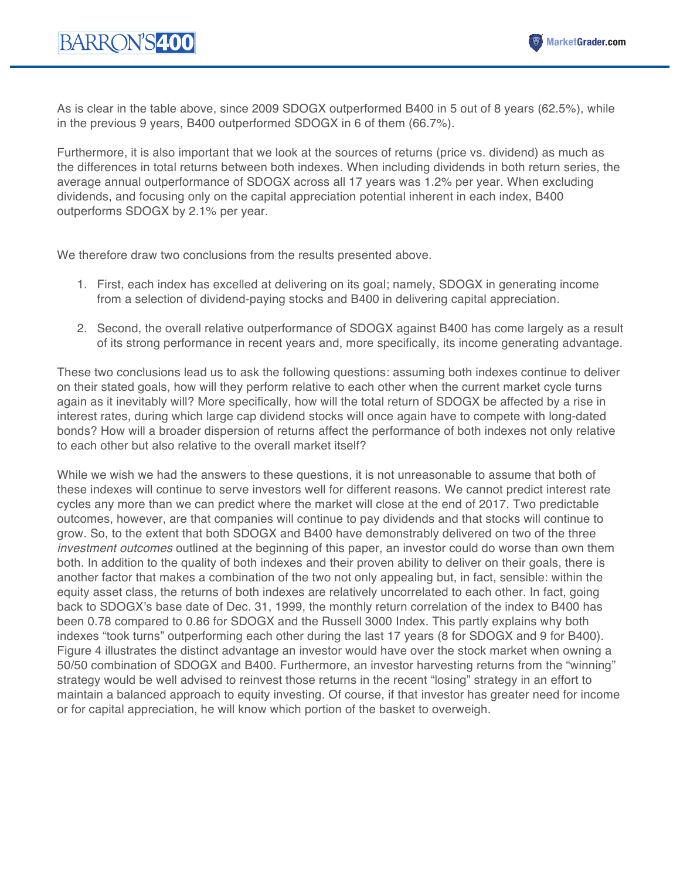As is clear in the table above, since 2009 SDOGX outperformed B400 in 5 out of 8 years (62.5%), while in the previous 9 years, B400 outperformed SDOGX in 6 of them (66.7%).

Furthermore, it is also important that we look at the sources of returns (price vs. dividend) as much as the differences in total returns between both indexes. When including dividends in both return series, the average annual outperformance of SDOGX across all 17 years was 1.2% per year. When excluding dividends, and focusing only on the capital appreciation potential inherent in each index, B400 outperforms SDOGX by 2.1% per year.

We therefore draw two conclusions from the results presented above.

1. First, each index has excelled at delivering on its goal; namely, SDOGX in generating income from a selection of dividend-paying stocks and B400 in delivering capital appreciation.
2. Second, the overall relative outperformance of SDOGX against B400 has come largely as a result of its strong performance in recent years and, more specifically, its income generating advantage.

These two conclusions lead us to ask the following questions: assuming both indexes continue to deliver on their stated goals, how will they perform relative to each other when the current market cycle turns again as it inevitably will? More specifically, how will the total return of SDOGX be affected by a rise in interest rates, during which large cap dividend stocks will once again have to compete with long-dated bonds? How will a broader dispersion of returns affect the performance of both indexes not only relative to each other but also relative to the overall market itself?

While we wish we had the answers to these questions, it is not unreasonable to assume that both of these indexes will continue to serve investors well for different reasons. We cannot predict interest rate cycles any more than we can predict where the market will close at the end of 2017. Two predictable outcomes, however, are that companies will continue to pay dividends and that stocks will continue to grow. So, to the extent that both SDOGX and B400 have demonstrably delivered on two of the three *investment outcomes* outlined at the beginning of this paper, an investor could do worse than own them both. In addition to the quality of both indexes and their proven ability to deliver on their goals, there is another factor that makes a combination of the two not only appealing but, in fact, sensible: within the equity asset class, the returns of both indexes are relatively uncorrelated to each other. In fact, going back to SDOGX's base date of Dec. 31, 1999, the monthly return correlation of the index to B400 has been 0.78 compared to 0.86 for SDOGX and the Russell 3000 Index. This partly explains why both indexes "took turns" outperforming each other during the last 17 years (8 for SDOGX and 9 for B400). Figure 4 illustrates the distinct advantage an investor would have over the stock market when owning a 50/50 combination of SDOGX and B400. Furthermore, an investor harvesting returns from the "winning" strategy would be well advised to reinvest those returns in the recent "losing" strategy in an effort to maintain a balanced approach to equity investing. Of course, if that investor has greater need for income or for capital appreciation, he will know which portion of the basket to overweigh.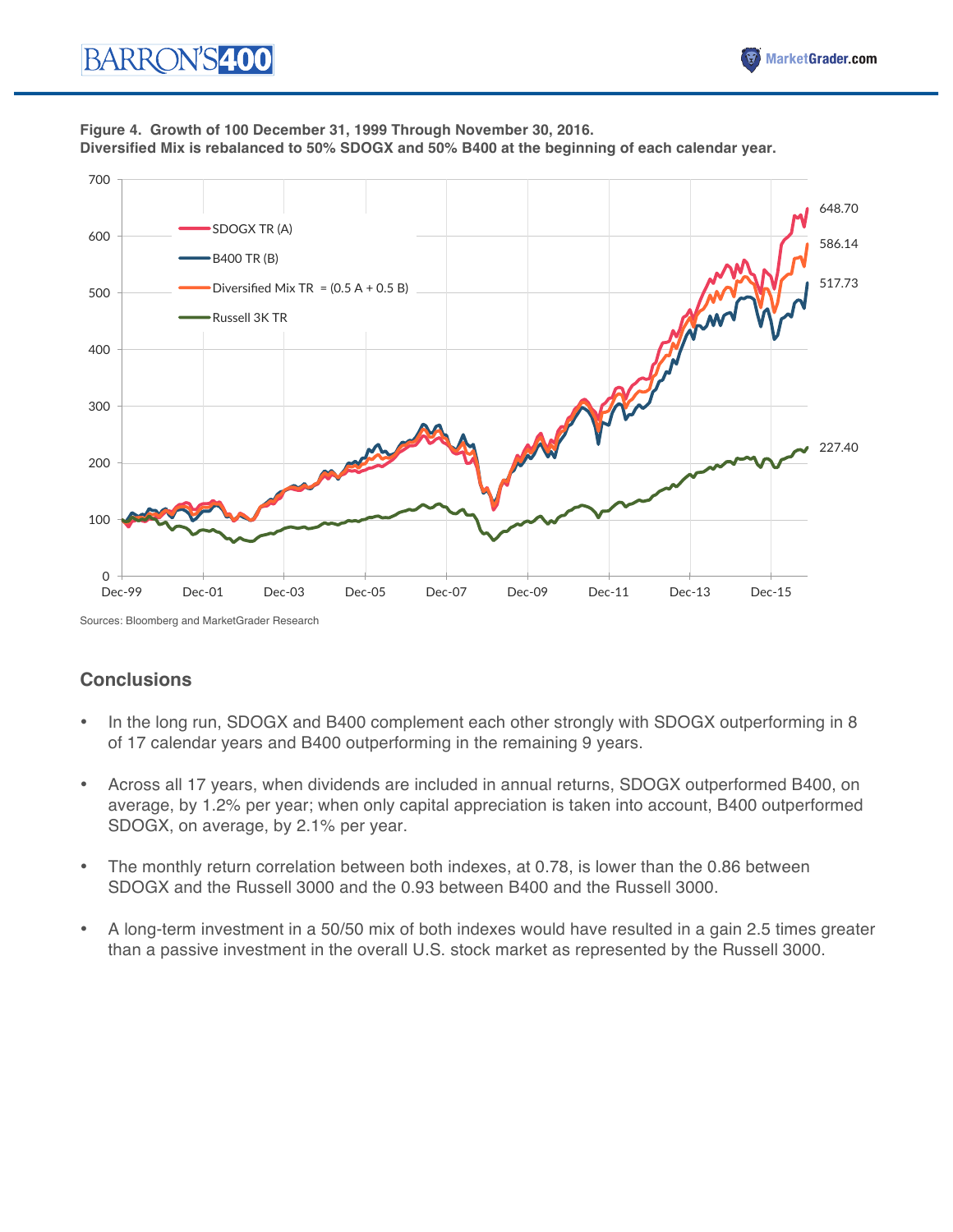**Figure 4. Growth of 100 December 31, 1999 Through November 30, 2016.**
**Diversified Mix is rebalanced to 50% SDOGX and 50% B400 at the beginning of each calendar year.**

Sources: Bloomberg and MarketGrader Research

## Conclusions

- In the long run, SDOGX and B400 complement each other strongly with SDOGX outperforming in 8 of 17 calendar years and B400 outperforming in the remaining 9 years.
- Across all 17 years, when dividends are included in annual returns, SDOGX outperformed B400, on average, by 1.2% per year; when only capital appreciation is taken into account, B400 outperformed SDOGX, on average, by 2.1% per year.
- The monthly return correlation between both indexes, at 0.78, is lower than the 0.86 between SDOGX and the Russell 3000 and the 0.93 between B400 and the Russell 3000.
- A long-term investment in a 50/50 mix of both indexes would have resulted in a gain 2.5 times greater than a passive investment in the overall U.S. stock market as represented by the Russell 3000.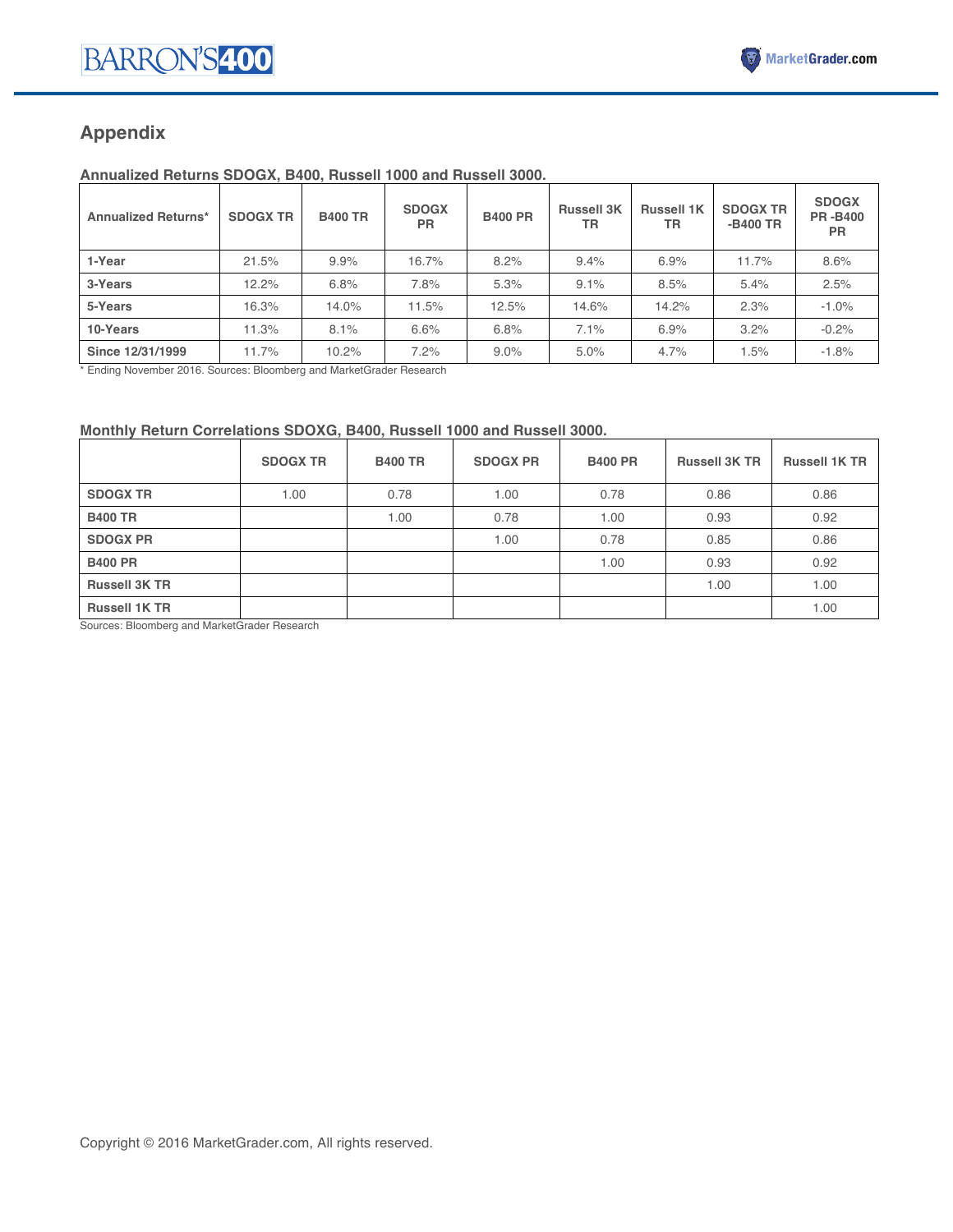## Appendix

### Annualized Returns SDOGX, B400, Russell 1000 and Russell 3000.

| Annualized Returns* | SDOGX TR | B400 TR | SDOGX PR | B400 PR | Russell 3K TR | Russell 1K TR | SDOGX TR -B400 TR | SDOGX PR -B400 PR |
|---|---|---|---|---|---|---|---|---|
| 1-Year | 21.5% | 9.9% | 16.7% | 8.2% | 9.4% | 6.9% | 11.7% | 8.6% |
| 3-Years | 12.2% | 6.8% | 7.8% | 5.3% | 9.1% | 8.5% | 5.4% | 2.5% |
| 5-Years | 16.3% | 14.0% | 11.5% | 12.5% | 14.6% | 14.2% | 2.3% | -1.0% |
| 10-Years | 11.3% | 8.1% | 6.6% | 6.8% | 7.1% | 6.9% | 3.2% | -0.2% |
| Since 12/31/1999 | 11.7% | 10.2% | 7.2% | 9.0% | 5.0% | 4.7% | 1.5% | -1.8% |

* Ending November 2016. Sources: Bloomberg and MarketGrader Research

### Monthly Return Correlations SDOXG, B400, Russell 1000 and Russell 3000.

| | SDOGX TR | B400 TR | SDOGX PR | B400 PR | Russell 3K TR | Russell 1K TR |
|---|---|---|---|---|---|---|
| **SDOGX TR** | 1.00 | 0.78 | 1.00 | 0.78 | 0.86 | 0.86 |
| **B400 TR** | | 1.00 | 0.78 | 1.00 | 0.93 | 0.92 |
| **SDOGX PR** | | | 1.00 | 0.78 | 0.85 | 0.86 |
| **B400 PR** | | | | 1.00 | 0.93 | 0.92 |
| **Russell 3K TR** | | | | | 1.00 | 1.00 |
| **Russell 1K TR** | | | | | | 1.00 |

Sources: Bloomberg and MarketGrader Research

Copyright © 2016 MarketGrader.com, All rights reserved.